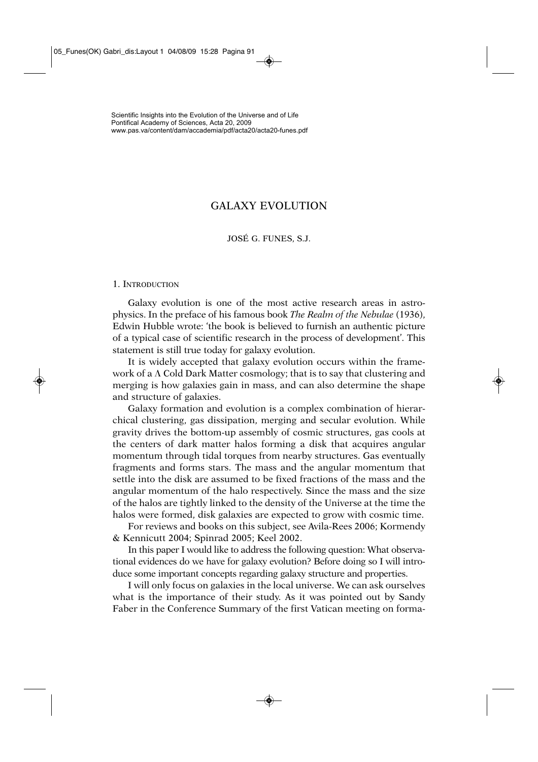Scientific Insights into the Evolution of the Universe and of Life
Pontifical Academy of Sciences, Acta 20, 2009
www.pas.va/content/dam/accademia/pdf/acta20/acta20-funes.pdf

# GALAXY EVOLUTION

JOSÉ G. FUNES, S.J.

## 1. Introduction

Galaxy evolution is one of the most active research areas in astrophysics. In the preface of his famous book *The Realm of the Nebulae* (1936), Edwin Hubble wrote: 'the book is believed to furnish an authentic picture of a typical case of scientific research in the process of development'. This statement is still true today for galaxy evolution.

It is widely accepted that galaxy evolution occurs within the framework of a $\Lambda$ Cold Dark Matter cosmology; that is to say that clustering and merging is how galaxies gain in mass, and can also determine the shape and structure of galaxies.

Galaxy formation and evolution is a complex combination of hierarchical clustering, gas dissipation, merging and secular evolution. While gravity drives the bottom-up assembly of cosmic structures, gas cools at the centers of dark matter halos forming a disk that acquires angular momentum through tidal torques from nearby structures. Gas eventually fragments and forms stars. The mass and the angular momentum that settle into the disk are assumed to be fixed fractions of the mass and the angular momentum of the halo respectively. Since the mass and the size of the halos are tightly linked to the density of the Universe at the time the halos were formed, disk galaxies are expected to grow with cosmic time.

For reviews and books on this subject, see Avila-Rees 2006; Kormendy & Kennicutt 2004; Spinrad 2005; Keel 2002.

In this paper I would like to address the following question: What observational evidences do we have for galaxy evolution? Before doing so I will introduce some important concepts regarding galaxy structure and properties.

I will only focus on galaxies in the local universe. We can ask ourselves what is the importance of their study. As it was pointed out by Sandy Faber in the Conference Summary of the first Vatican meeting on forma-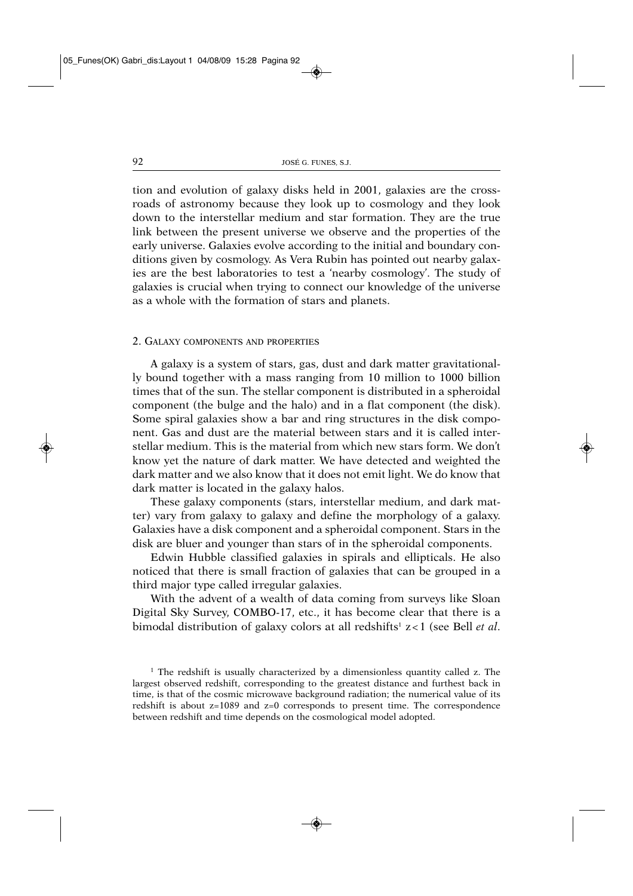tion and evolution of galaxy disks held in 2001, galaxies are the crossroads of astronomy because they look up to cosmology and they look down to the interstellar medium and star formation. They are the true link between the present universe we observe and the properties of the early universe. Galaxies evolve according to the initial and boundary conditions given by cosmology. As Vera Rubin has pointed out nearby galaxies are the best laboratories to test a 'nearby cosmology'. The study of galaxies is crucial when trying to connect our knowledge of the universe as a whole with the formation of stars and planets.

## 2. Galaxy components and properties

A galaxy is a system of stars, gas, dust and dark matter gravitationally bound together with a mass ranging from 10 million to 1000 billion times that of the sun. The stellar component is distributed in a spheroidal component (the bulge and the halo) and in a flat component (the disk). Some spiral galaxies show a bar and ring structures in the disk component. Gas and dust are the material between stars and it is called interstellar medium. This is the material from which new stars form. We don't know yet the nature of dark matter. We have detected and weighted the dark matter and we also know that it does not emit light. We do know that dark matter is located in the galaxy halos.

These galaxy components (stars, interstellar medium, and dark matter) vary from galaxy to galaxy and define the morphology of a galaxy. Galaxies have a disk component and a spheroidal component. Stars in the disk are bluer and younger than stars of in the spheroidal components.

Edwin Hubble classified galaxies in spirals and ellipticals. He also noticed that there is small fraction of galaxies that can be grouped in a third major type called irregular galaxies.

With the advent of a wealth of data coming from surveys like Sloan Digital Sky Survey, COMBO-17, etc., it has become clear that there is a bimodal distribution of galaxy colors at all redshifts[1] $z<1$ (see Bell *et al*.

[1] The redshift is usually characterized by a dimensionless quantity called z. The largest observed redshift, corresponding to the greatest distance and furthest back in time, is that of the cosmic microwave background radiation; the numerical value of its redshift is about $z=1089$ and $z=0$ corresponds to present time. The correspondence between redshift and time depends on the cosmological model adopted.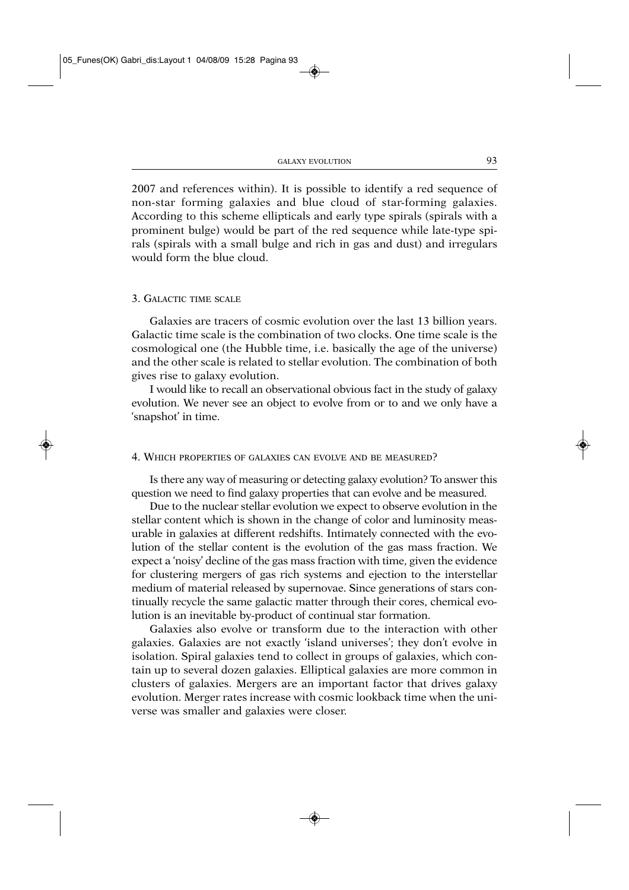2007 and references within). It is possible to identify a red sequence of non-star forming galaxies and blue cloud of star-forming galaxies. According to this scheme ellipticals and early type spirals (spirals with a prominent bulge) would be part of the red sequence while late-type spirals (spirals with a small bulge and rich in gas and dust) and irregulars would form the blue cloud.

## 3. Galactic time scale

Galaxies are tracers of cosmic evolution over the last 13 billion years. Galactic time scale is the combination of two clocks. One time scale is the cosmological one (the Hubble time, i.e. basically the age of the universe) and the other scale is related to stellar evolution. The combination of both gives rise to galaxy evolution.

I would like to recall an observational obvious fact in the study of galaxy evolution. We never see an object to evolve from or to and we only have a 'snapshot' in time.

## 4. Which properties of galaxies can evolve and be measured?

Is there any way of measuring or detecting galaxy evolution? To answer this question we need to find galaxy properties that can evolve and be measured.

Due to the nuclear stellar evolution we expect to observe evolution in the stellar content which is shown in the change of color and luminosity measurable in galaxies at different redshifts. Intimately connected with the evolution of the stellar content is the evolution of the gas mass fraction. We expect a 'noisy' decline of the gas mass fraction with time, given the evidence for clustering mergers of gas rich systems and ejection to the interstellar medium of material released by supernovae. Since generations of stars continually recycle the same galactic matter through their cores, chemical evolution is an inevitable by-product of continual star formation.

Galaxies also evolve or transform due to the interaction with other galaxies. Galaxies are not exactly 'island universes'; they don't evolve in isolation. Spiral galaxies tend to collect in groups of galaxies, which contain up to several dozen galaxies. Elliptical galaxies are more common in clusters of galaxies. Mergers are an important factor that drives galaxy evolution. Merger rates increase with cosmic lookback time when the universe was smaller and galaxies were closer.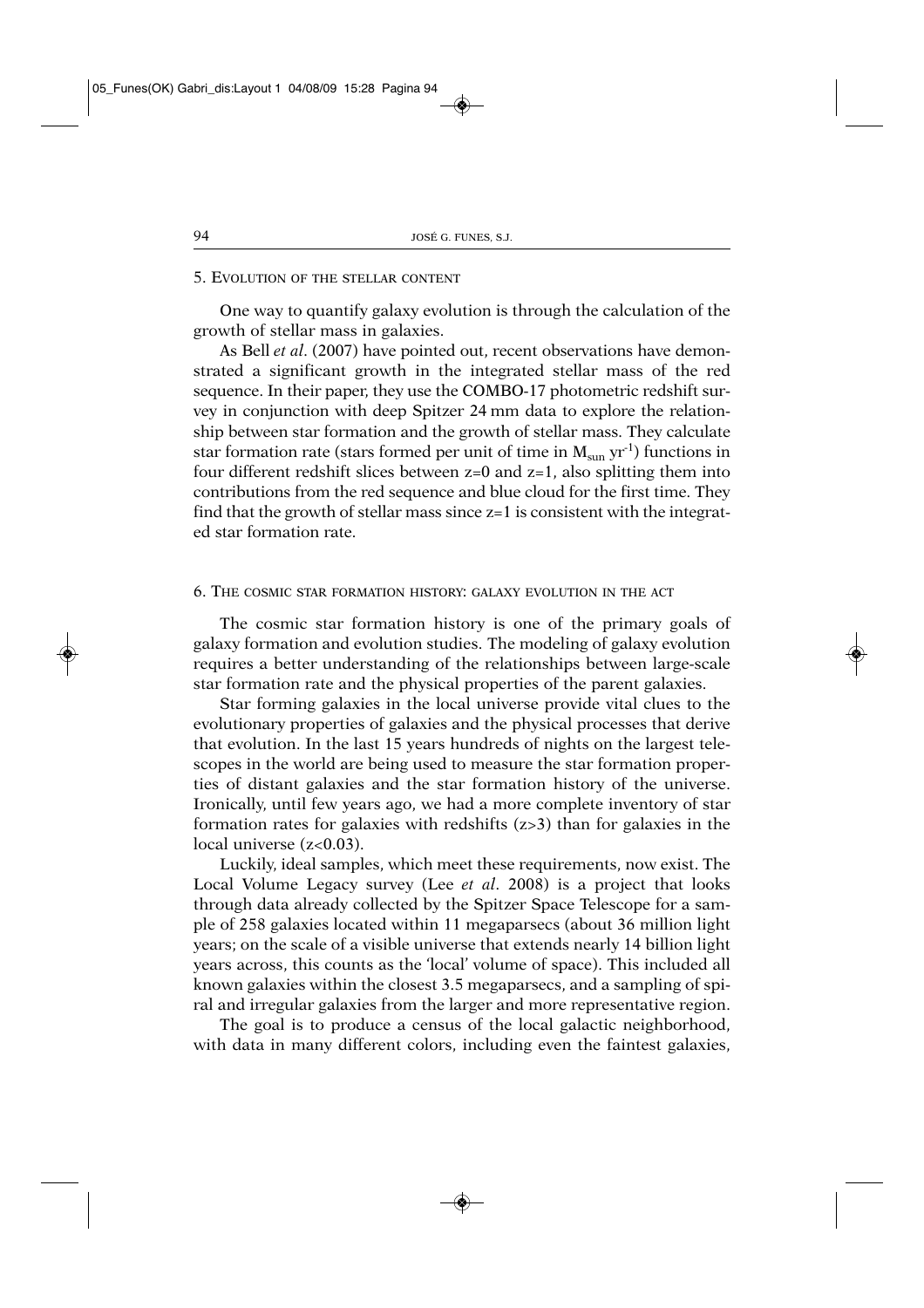## 5. Evolution of the stellar content

One way to quantify galaxy evolution is through the calculation of the growth of stellar mass in galaxies.

As Bell *et al*. (2007) have pointed out, recent observations have demonstrated a significant growth in the integrated stellar mass of the red sequence. In their paper, they use the COMBO-17 photometric redshift survey in conjunction with deep Spitzer 24 mm data to explore the relationship between star formation and the growth of stellar mass. They calculate star formation rate (stars formed per unit of time in $M_{sun}$ $yr^{-1}$) functions in four different redshift slices between $z=0$ and $z=1$, also splitting them into contributions from the red sequence and blue cloud for the first time. They find that the growth of stellar mass since $z=1$ is consistent with the integrated star formation rate.

## 6. The cosmic star formation history: galaxy evolution in the act

The cosmic star formation history is one of the primary goals of galaxy formation and evolution studies. The modeling of galaxy evolution requires a better understanding of the relationships between large-scale star formation rate and the physical properties of the parent galaxies.

Star forming galaxies in the local universe provide vital clues to the evolutionary properties of galaxies and the physical processes that derive that evolution. In the last 15 years hundreds of nights on the largest telescopes in the world are being used to measure the star formation properties of distant galaxies and the star formation history of the universe. Ironically, until few years ago, we had a more complete inventory of star formation rates for galaxies with redshifts ($z>3$) than for galaxies in the local universe ($z<0.03$).

Luckily, ideal samples, which meet these requirements, now exist. The Local Volume Legacy survey (Lee *et al*. 2008) is a project that looks through data already collected by the Spitzer Space Telescope for a sample of 258 galaxies located within 11 megaparsecs (about 36 million light years; on the scale of a visible universe that extends nearly 14 billion light years across, this counts as the 'local' volume of space). This included all known galaxies within the closest 3.5 megaparsecs, and a sampling of spiral and irregular galaxies from the larger and more representative region.

The goal is to produce a census of the local galactic neighborhood, with data in many different colors, including even the faintest galaxies,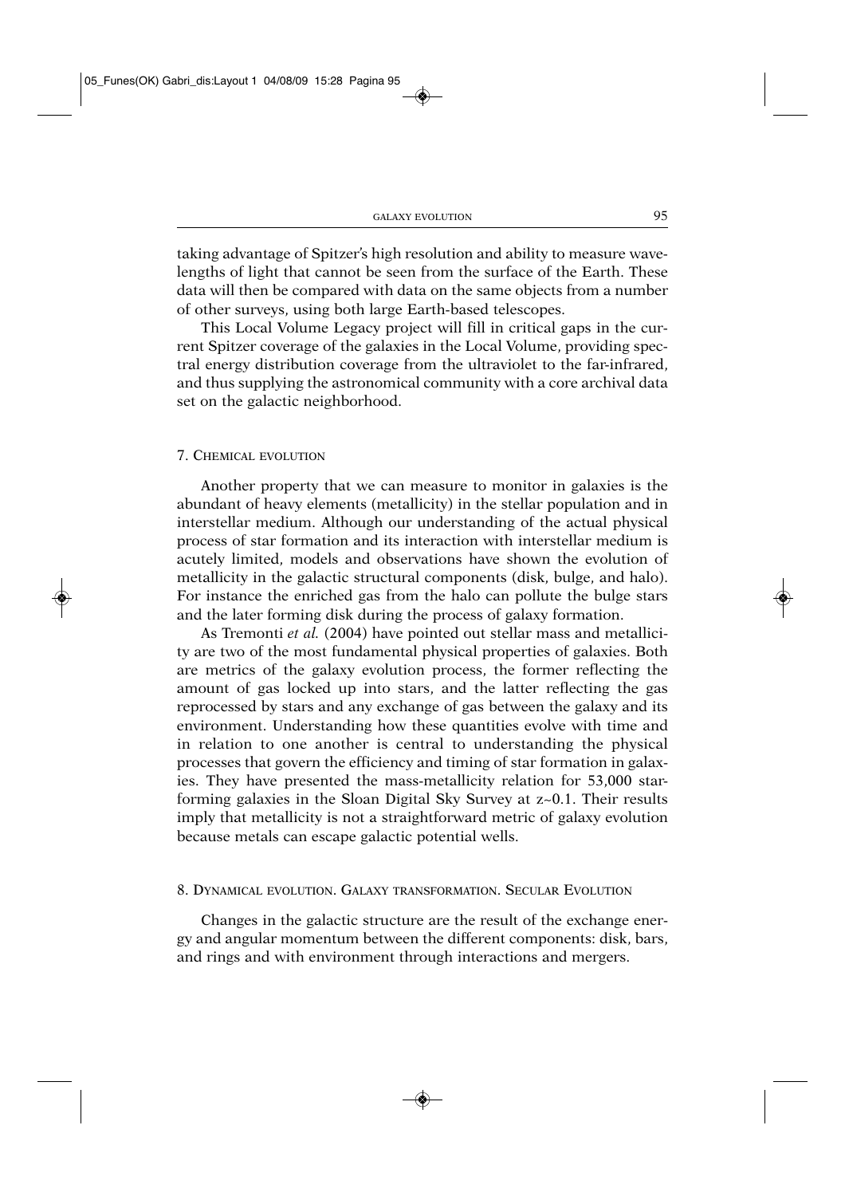taking advantage of Spitzer's high resolution and ability to measure wavelengths of light that cannot be seen from the surface of the Earth. These data will then be compared with data on the same objects from a number of other surveys, using both large Earth-based telescopes.

This Local Volume Legacy project will fill in critical gaps in the current Spitzer coverage of the galaxies in the Local Volume, providing spectral energy distribution coverage from the ultraviolet to the far-infrared, and thus supplying the astronomical community with a core archival data set on the galactic neighborhood.

## 7. Chemical evolution

Another property that we can measure to monitor in galaxies is the abundant of heavy elements (metallicity) in the stellar population and in interstellar medium. Although our understanding of the actual physical process of star formation and its interaction with interstellar medium is acutely limited, models and observations have shown the evolution of metallicity in the galactic structural components (disk, bulge, and halo). For instance the enriched gas from the halo can pollute the bulge stars and the later forming disk during the process of galaxy formation.

As Tremonti *et al.* (2004) have pointed out stellar mass and metallicity are two of the most fundamental physical properties of galaxies. Both are metrics of the galaxy evolution process, the former reflecting the amount of gas locked up into stars, and the latter reflecting the gas reprocessed by stars and any exchange of gas between the galaxy and its environment. Understanding how these quantities evolve with time and in relation to one another is central to understanding the physical processes that govern the efficiency and timing of star formation in galaxies. They have presented the mass-metallicity relation for 53,000 star-forming galaxies in the Sloan Digital Sky Survey at $z \sim 0.1$. Their results imply that metallicity is not a straightforward metric of galaxy evolution because metals can escape galactic potential wells.

## 8. Dynamical evolution. Galaxy transformation. Secular Evolution

Changes in the galactic structure are the result of the exchange energy and angular momentum between the different components: disk, bars, and rings and with environment through interactions and mergers.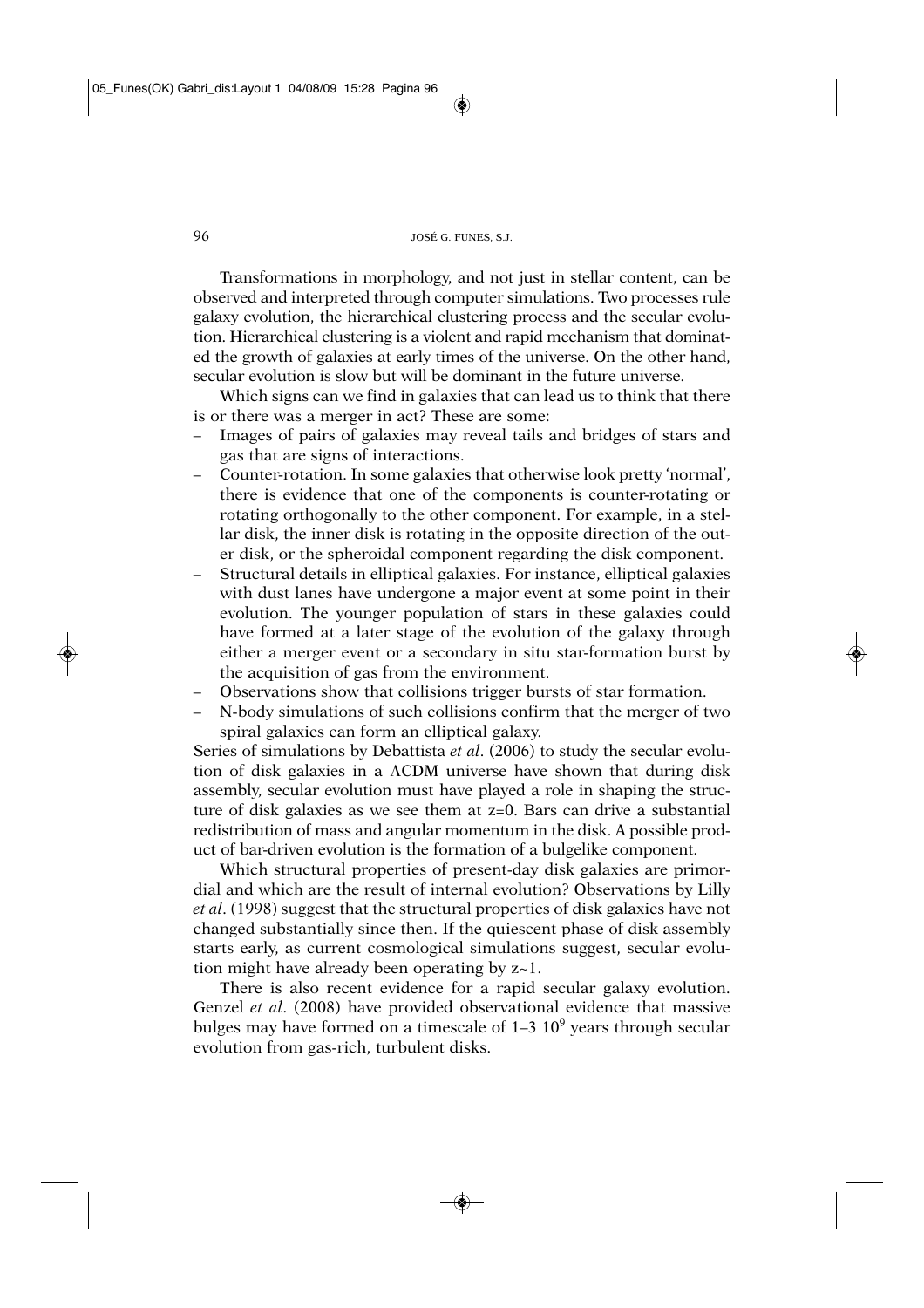Transformations in morphology, and not just in stellar content, can be observed and interpreted through computer simulations. Two processes rule galaxy evolution, the hierarchical clustering process and the secular evolution. Hierarchical clustering is a violent and rapid mechanism that dominated the growth of galaxies at early times of the universe. On the other hand, secular evolution is slow but will be dominant in the future universe.

Which signs can we find in galaxies that can lead us to think that there is or there was a merger in act? These are some:

- Images of pairs of galaxies may reveal tails and bridges of stars and gas that are signs of interactions.
- Counter-rotation. In some galaxies that otherwise look pretty 'normal', there is evidence that one of the components is counter-rotating or rotating orthogonally to the other component. For example, in a stellar disk, the inner disk is rotating in the opposite direction of the outer disk, or the spheroidal component regarding the disk component.
- Structural details in elliptical galaxies. For instance, elliptical galaxies with dust lanes have undergone a major event at some point in their evolution. The younger population of stars in these galaxies could have formed at a later stage of the evolution of the galaxy through either a merger event or a secondary in situ star-formation burst by the acquisition of gas from the environment.
- Observations show that collisions trigger bursts of star formation.
- N-body simulations of such collisions confirm that the merger of two spiral galaxies can form an elliptical galaxy.

Series of simulations by Debattista *et al*. (2006) to study the secular evolution of disk galaxies in a ΛCDM universe have shown that during disk assembly, secular evolution must have played a role in shaping the structure of disk galaxies as we see them at $z=0$. Bars can drive a substantial redistribution of mass and angular momentum in the disk. A possible product of bar-driven evolution is the formation of a bulgelike component.

Which structural properties of present-day disk galaxies are primordial and which are the result of internal evolution? Observations by Lilly *et al*. (1998) suggest that the structural properties of disk galaxies have not changed substantially since then. If the quiescent phase of disk assembly starts early, as current cosmological simulations suggest, secular evolution might have already been operating by $z \sim 1$.

There is also recent evidence for a rapid secular galaxy evolution. Genzel *et al*. (2008) have provided observational evidence that massive bulges may have formed on a timescale of 1–3 $10^9$ years through secular evolution from gas-rich, turbulent disks.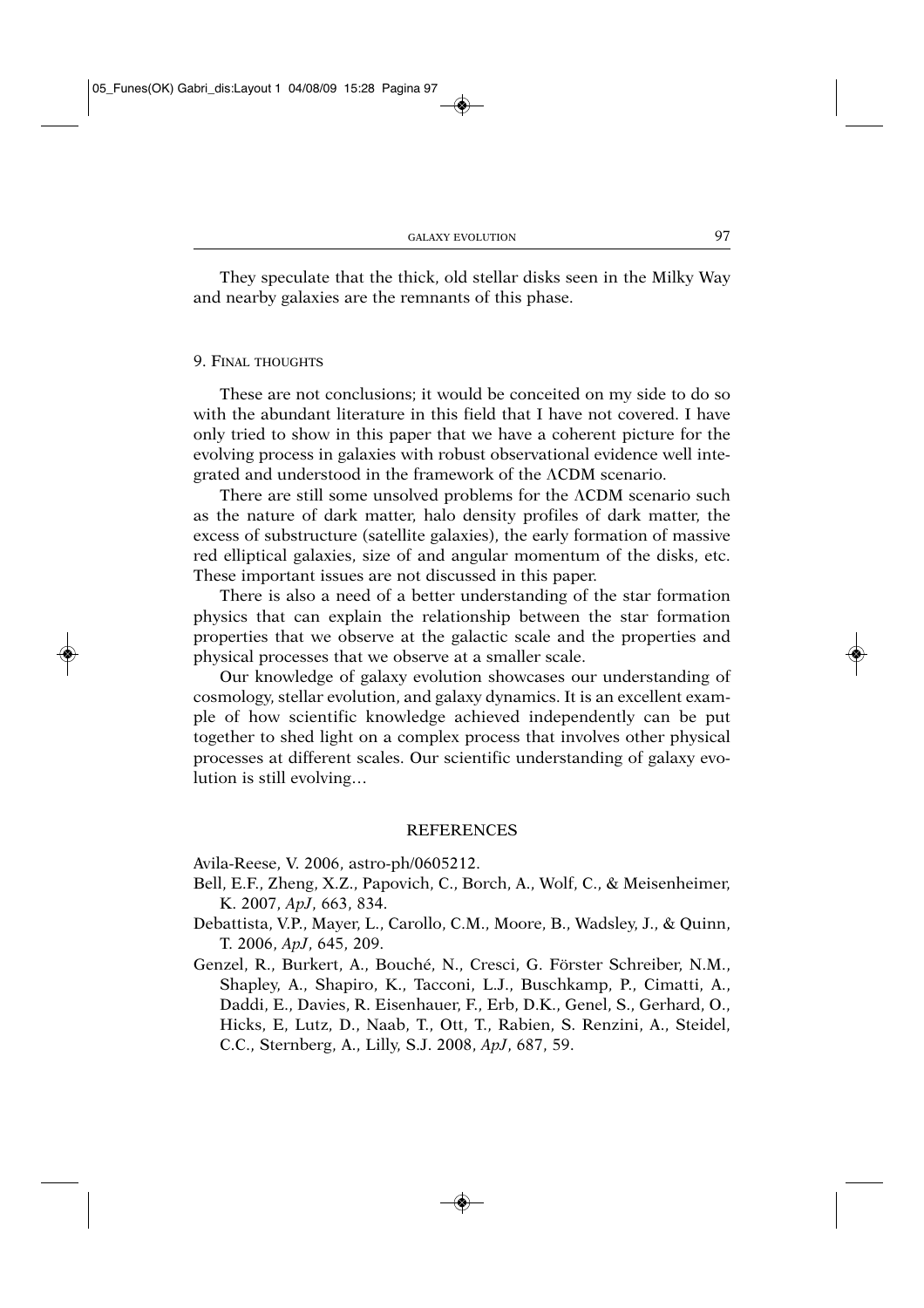They speculate that the thick, old stellar disks seen in the Milky Way and nearby galaxies are the remnants of this phase.

## 9. Final thoughts

These are not conclusions; it would be conceited on my side to do so with the abundant literature in this field that I have not covered. I have only tried to show in this paper that we have a coherent picture for the evolving process in galaxies with robust observational evidence well integrated and understood in the framework of the ΛCDM scenario.

There are still some unsolved problems for the ΛCDM scenario such as the nature of dark matter, halo density profiles of dark matter, the excess of substructure (satellite galaxies), the early formation of massive red elliptical galaxies, size of and angular momentum of the disks, etc. These important issues are not discussed in this paper.

There is also a need of a better understanding of the star formation physics that can explain the relationship between the star formation properties that we observe at the galactic scale and the properties and physical processes that we observe at a smaller scale.

Our knowledge of galaxy evolution showcases our understanding of cosmology, stellar evolution, and galaxy dynamics. It is an excellent example of how scientific knowledge achieved independently can be put together to shed light on a complex process that involves other physical processes at different scales. Our scientific understanding of galaxy evolution is still evolving…

## REFERENCES

Avila-Reese, V. 2006, astro-ph/0605212.

Bell, E.F., Zheng, X.Z., Papovich, C., Borch, A., Wolf, C., & Meisenheimer, K. 2007, *ApJ*, 663, 834.

Debattista, V.P., Mayer, L., Carollo, C.M., Moore, B., Wadsley, J., & Quinn, T. 2006, *ApJ*, 645, 209.

Genzel, R., Burkert, A., Bouché, N., Cresci, G. Förster Schreiber, N.M., Shapley, A., Shapiro, K., Tacconi, L.J., Buschkamp, P., Cimatti, A., Daddi, E., Davies, R. Eisenhauer, F., Erb, D.K., Genel, S., Gerhard, O., Hicks, E, Lutz, D., Naab, T., Ott, T., Rabien, S. Renzini, A., Steidel, C.C., Sternberg, A., Lilly, S.J. 2008, *ApJ*, 687, 59.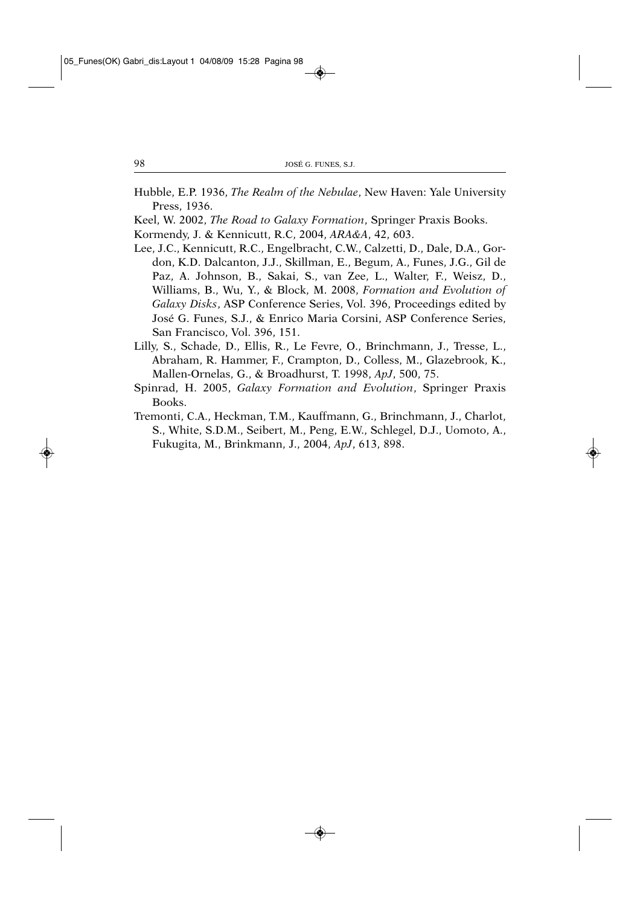Hubble, E.P. 1936, *The Realm of the Nebulae*, New Haven: Yale University Press, 1936.

Keel, W. 2002, *The Road to Galaxy Formation*, Springer Praxis Books.

Kormendy, J. & Kennicutt, R.C, 2004, *ARA&A*, 42, 603.

Lee, J.C., Kennicutt, R.C., Engelbracht, C.W., Calzetti, D., Dale, D.A., Gordon, K.D. Dalcanton, J.J., Skillman, E., Begum, A., Funes, J.G., Gil de Paz, A. Johnson, B., Sakai, S., van Zee, L., Walter, F., Weisz, D., Williams, B., Wu, Y., & Block, M. 2008, *Formation and Evolution of Galaxy Disks*, ASP Conference Series, Vol. 396, Proceedings edited by José G. Funes, S.J., & Enrico Maria Corsini, ASP Conference Series, San Francisco, Vol. 396, 151.

Lilly, S., Schade, D., Ellis, R., Le Fevre, O., Brinchmann, J., Tresse, L., Abraham, R. Hammer, F., Crampton, D., Colless, M., Glazebrook, K., Mallen-Ornelas, G., & Broadhurst, T. 1998, *ApJ*, 500, 75.

Spinrad, H. 2005, *Galaxy Formation and Evolution*, Springer Praxis Books.

Tremonti, C.A., Heckman, T.M., Kauffmann, G., Brinchmann, J., Charlot, S., White, S.D.M., Seibert, M., Peng, E.W., Schlegel, D.J., Uomoto, A., Fukugita, M., Brinkmann, J., 2004, *ApJ*, 613, 898.